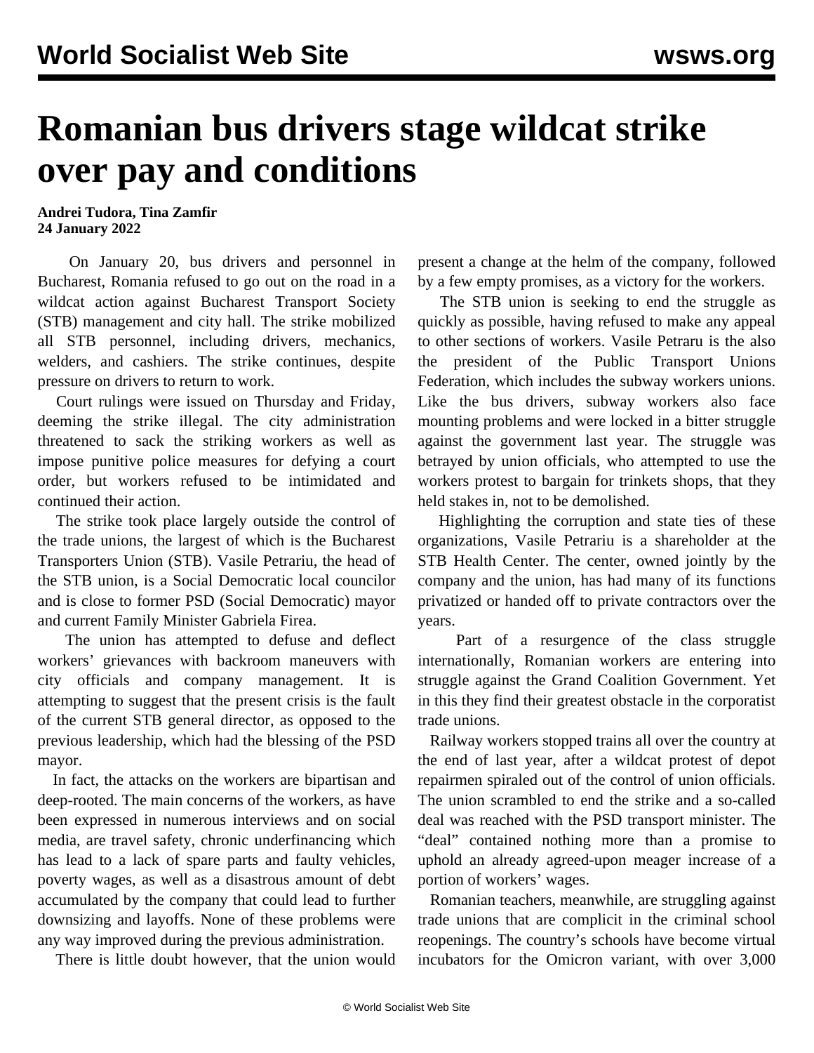# Romanian bus drivers stage wildcat strike over pay and conditions

**Andrei Tudora, Tina Zamfir**
**24 January 2022**

On January 20, bus drivers and personnel in Bucharest, Romania refused to go out on the road in a wildcat action against Bucharest Transport Society (STB) management and city hall. The strike mobilized all STB personnel, including drivers, mechanics, welders, and cashiers. The strike continues, despite pressure on drivers to return to work.

Court rulings were issued on Thursday and Friday, deeming the strike illegal. The city administration threatened to sack the striking workers as well as impose punitive police measures for defying a court order, but workers refused to be intimidated and continued their action.

The strike took place largely outside the control of the trade unions, the largest of which is the Bucharest Transporters Union (STB). Vasile Petrariu, the head of the STB union, is a Social Democratic local councilor and is close to former PSD (Social Democratic) mayor and current Family Minister Gabriela Firea.

The union has attempted to defuse and deflect workers' grievances with backroom maneuvers with city officials and company management. It is attempting to suggest that the present crisis is the fault of the current STB general director, as opposed to the previous leadership, which had the blessing of the PSD mayor.

In fact, the attacks on the workers are bipartisan and deep-rooted. The main concerns of the workers, as have been expressed in numerous interviews and on social media, are travel safety, chronic underfinancing which has lead to a lack of spare parts and faulty vehicles, poverty wages, as well as a disastrous amount of debt accumulated by the company that could lead to further downsizing and layoffs. None of these problems were any way improved during the previous administration.

There is little doubt however, that the union would present a change at the helm of the company, followed by a few empty promises, as a victory for the workers.

The STB union is seeking to end the struggle as quickly as possible, having refused to make any appeal to other sections of workers. Vasile Petraru is the also the president of the Public Transport Unions Federation, which includes the subway workers unions. Like the bus drivers, subway workers also face mounting problems and were locked in a bitter struggle against the government last year. The struggle was betrayed by union officials, who attempted to use the workers protest to bargain for trinkets shops, that they held stakes in, not to be demolished.

Highlighting the corruption and state ties of these organizations, Vasile Petrariu is a shareholder at the STB Health Center. The center, owned jointly by the company and the union, has had many of its functions privatized or handed off to private contractors over the years.

Part of a resurgence of the class struggle internationally, Romanian workers are entering into struggle against the Grand Coalition Government. Yet in this they find their greatest obstacle in the corporatist trade unions.

Railway workers stopped trains all over the country at the end of last year, after a wildcat protest of depot repairmen spiraled out of the control of union officials. The union scrambled to end the strike and a so-called deal was reached with the PSD transport minister. The "deal" contained nothing more than a promise to uphold an already agreed-upon meager increase of a portion of workers' wages.

Romanian teachers, meanwhile, are struggling against trade unions that are complicit in the criminal school reopenings. The country's schools have become virtual incubators for the Omicron variant, with over 3,000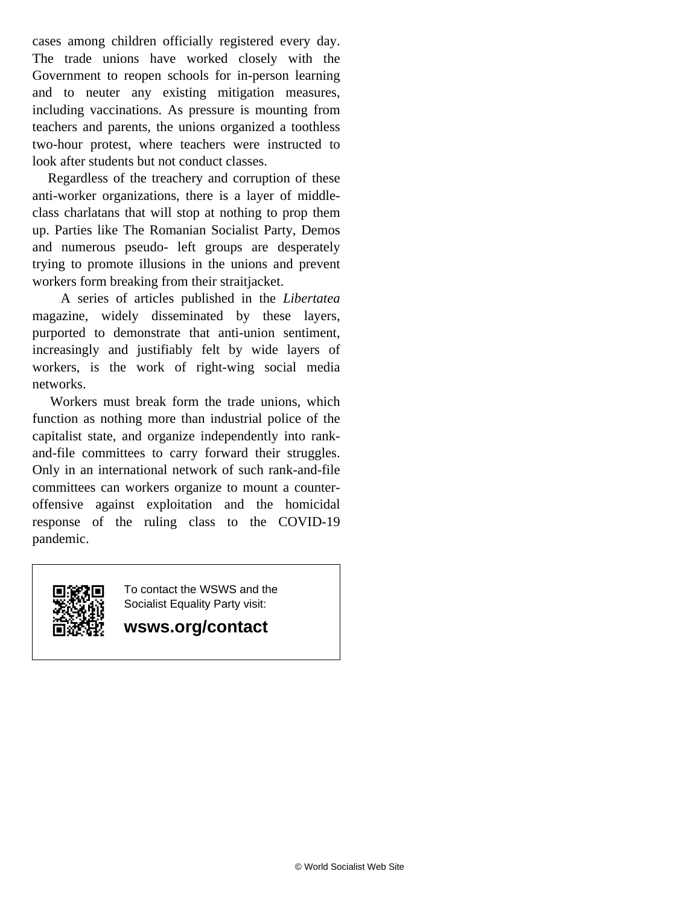cases among children officially registered every day. The trade unions have worked closely with the Government to reopen schools for in-person learning and to neuter any existing mitigation measures, including vaccinations. As pressure is mounting from teachers and parents, the unions organized a toothless two-hour protest, where teachers were instructed to look after students but not conduct classes.

Regardless of the treachery and corruption of these anti-worker organizations, there is a layer of middle-class charlatans that will stop at nothing to prop them up. Parties like The Romanian Socialist Party, Demos and numerous pseudo- left groups are desperately trying to promote illusions in the unions and prevent workers form breaking from their straitjacket.

A series of articles published in the *Libertatea* magazine, widely disseminated by these layers, purported to demonstrate that anti-union sentiment, increasingly and justifiably felt by wide layers of workers, is the work of right-wing social media networks.

Workers must break form the trade unions, which function as nothing more than industrial police of the capitalist state, and organize independently into rank-and-file committees to carry forward their struggles. Only in an international network of such rank-and-file committees can workers organize to mount a counter-offensive against exploitation and the homicidal response of the ruling class to the COVID-19 pandemic.

To contact the WSWS and the Socialist Equality Party visit:

**wsws.org/contact**